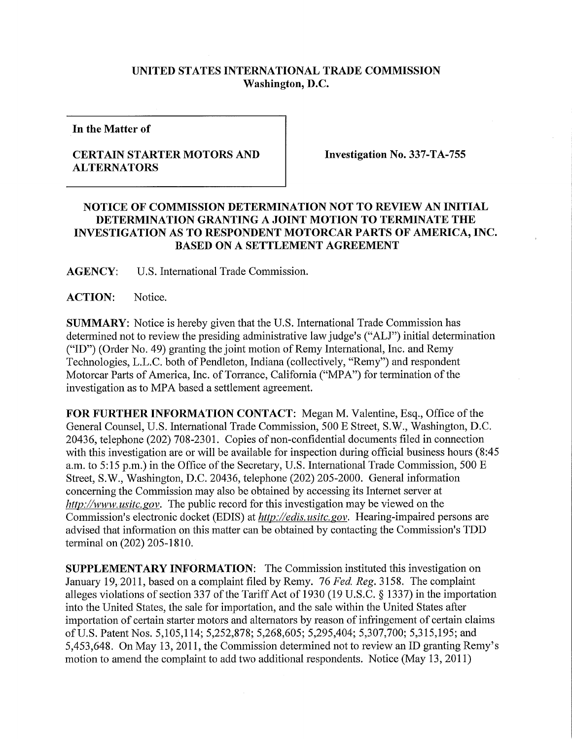# UNITED STATES INTERNATIONAL TRADE COMMISSION
## Washington, D.C.

**In the Matter of**

**CERTAIN STARTER MOTORS AND ALTERNATORS**

**Investigation No. 337-TA-755**

## NOTICE OF COMMISSION DETERMINATION NOT TO REVIEW AN INITIAL DETERMINATION GRANTING A JOINT MOTION TO TERMINATE THE INVESTIGATION AS TO RESPONDENT MOTORCAR PARTS OF AMERICA, INC. BASED ON A SETTLEMENT AGREEMENT

**AGENCY:** U.S. International Trade Commission.

**ACTION:** Notice.

**SUMMARY:** Notice is hereby given that the U.S. International Trade Commission has determined not to review the presiding administrative law judge's ("ALJ") initial determination ("ID") (Order No. 49) granting the joint motion of Remy International, Inc. and Remy Technologies, L.L.C. both of Pendleton, Indiana (collectively, "Remy") and respondent Motorcar Parts of America, Inc. of Torrance, California ("MPA") for termination of the investigation as to MPA based a settlement agreement.

**FOR FURTHER INFORMATION CONTACT:** Megan M. Valentine, Esq., Office of the General Counsel, U.S. International Trade Commission, 500 E Street, S.W., Washington, D.C. 20436, telephone (202) 708-2301. Copies of non-confidential documents filed in connection with this investigation are or will be available for inspection during official business hours (8:45 a.m. to 5:15 p.m.) in the Office of the Secretary, U.S. International Trade Commission, 500 E Street, S.W., Washington, D.C. 20436, telephone (202) 205-2000. General information concerning the Commission may also be obtained by accessing its Internet server at *http://www.usitc.gov*. The public record for this investigation may be viewed on the Commission's electronic docket (EDIS) at *http://edis.usitc.gov*. Hearing-impaired persons are advised that information on this matter can be obtained by contacting the Commission's TDD terminal on (202) 205-1810.

**SUPPLEMENTARY INFORMATION:** The Commission instituted this investigation on January 19, 2011, based on a complaint filed by Remy. 76 *Fed. Reg.* 3158. The complaint alleges violations of section 337 of the Tariff Act of 1930 (19 U.S.C. § 1337) in the importation into the United States, the sale for importation, and the sale within the United States after importation of certain starter motors and alternators by reason of infringement of certain claims of U.S. Patent Nos. 5,105,114; 5,252,878; 5,268,605; 5,295,404; 5,307,700; 5,315,195; and 5,453,648. On May 13, 2011, the Commission determined not to review an ID granting Remy's motion to amend the complaint to add two additional respondents. Notice (May 13, 2011)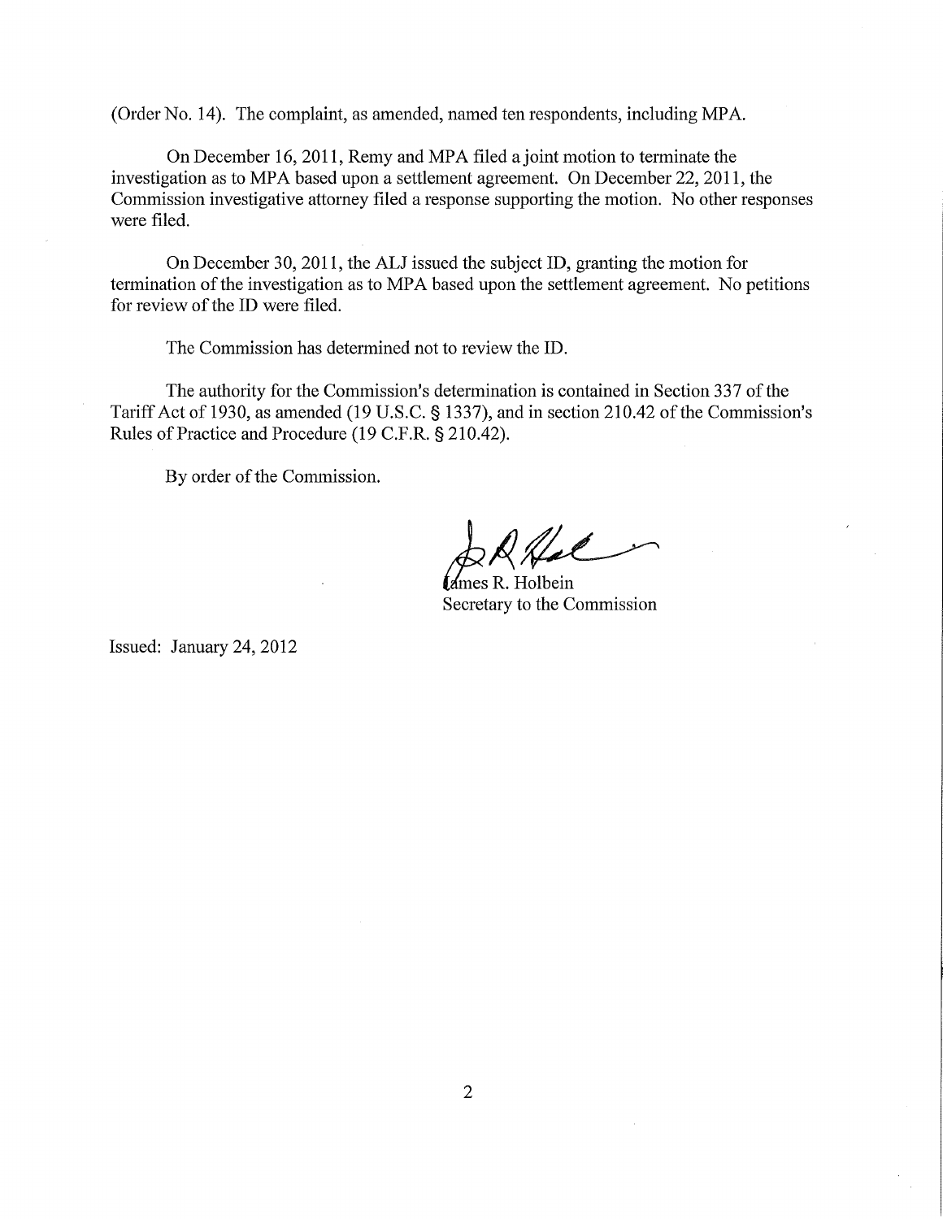(Order No. 14). The complaint, as amended, named ten respondents, including MPA.

On December 16, 2011, Remy and MPA filed a joint motion to terminate the investigation as to MPA based upon a settlement agreement. On December 22, 2011, the Commission investigative attorney filed a response supporting the motion. No other responses were filed.

On December 30, 2011, the ALJ issued the subject ID, granting the motion for termination of the investigation as to MPA based upon the settlement agreement. No petitions for review of the ID were filed.

The Commission has determined not to review the ID.

The authority for the Commission's determination is contained in Section 337 of the Tariff Act of 1930, as amended (19 U.S.C. § 1337), and in section 210.42 of the Commission's Rules of Practice and Procedure (19 C.F.R. § 210.42).

By order of the Commission.

James R. Holbein
Secretary to the Commission

Issued: January 24, 2012